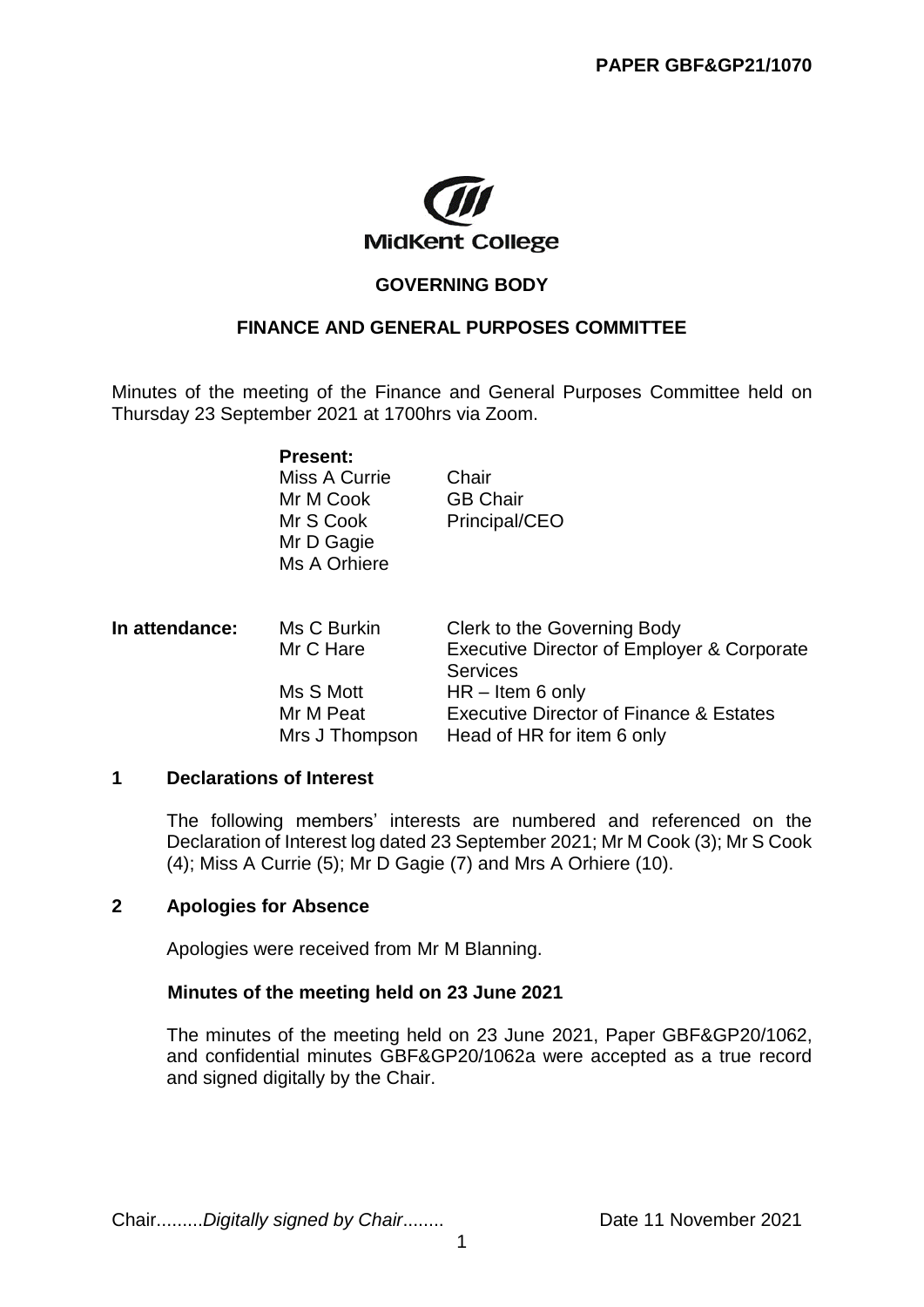**PAPER GBF&GP21/1070**

MidKent College

# GOVERNING BODY

## FINANCE AND GENERAL PURPOSES COMMITTEE

Minutes of the meeting of the Finance and General Purposes Committee held on Thursday 23 September 2021 at 1700hrs via Zoom.

| | **Present:** | |
|---|---|---|
| | Miss A Currie | Chair |
| | Mr M Cook | GB Chair |
| | Mr S Cook | Principal/CEO |
| | Mr D Gagie | |
| | Ms A Orhiere | |
| **In attendance:** | Ms C Burkin | Clerk to the Governing Body |
| | Mr C Hare | Executive Director of Employer & Corporate Services |
| | Ms S Mott | HR – Item 6 only |
| | Mr M Peat | Executive Director of Finance & Estates |
| | Mrs J Thompson | Head of HR for item 6 only |

**1 Declarations of Interest**

The following members' interests are numbered and referenced on the Declaration of Interest log dated 23 September 2021; Mr M Cook (3); Mr S Cook (4); Miss A Currie (5); Mr D Gagie (7) and Mrs A Orhiere (10).

**2 Apologies for Absence**

Apologies were received from Mr M Blanning.

**Minutes of the meeting held on 23 June 2021**

The minutes of the meeting held on 23 June 2021, Paper GBF&GP20/1062, and confidential minutes GBF&GP20/1062a were accepted as a true record and signed digitally by the Chair.

Chair.........*Digitally signed by Chair*........ Date 11 November 2021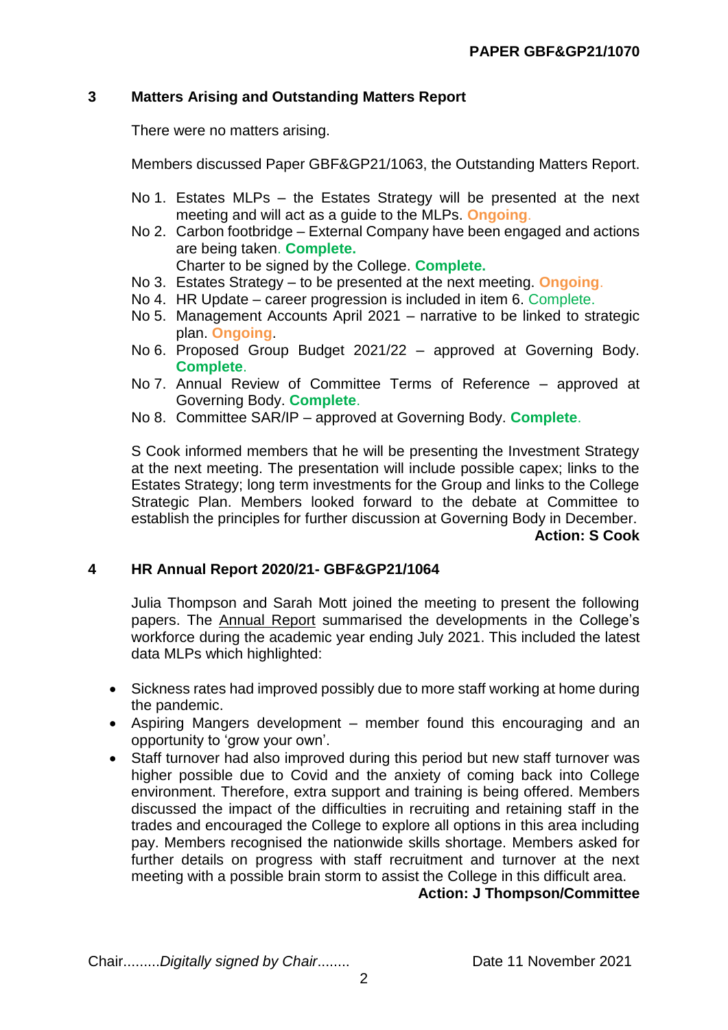## 3 Matters Arising and Outstanding Matters Report

There were no matters arising.

Members discussed Paper GBF&GP21/1063, the Outstanding Matters Report.

No 1. Estates MLPs – the Estates Strategy will be presented at the next meeting and will act as a guide to the MLPs. **Ongoing**.

No 2. Carbon footbridge – External Company have been engaged and actions are being taken. **Complete.**
Charter to be signed by the College. **Complete.**

No 3. Estates Strategy – to be presented at the next meeting. **Ongoing**.

No 4. HR Update – career progression is included in item 6. Complete.

No 5. Management Accounts April 2021 – narrative to be linked to strategic plan. **Ongoing**.

No 6. Proposed Group Budget 2021/22 – approved at Governing Body. **Complete**.

No 7. Annual Review of Committee Terms of Reference – approved at Governing Body. **Complete**.

No 8. Committee SAR/IP – approved at Governing Body. **Complete**.

S Cook informed members that he will be presenting the Investment Strategy at the next meeting. The presentation will include possible capex; links to the Estates Strategy; long term investments for the Group and links to the College Strategic Plan. Members looked forward to the debate at Committee to establish the principles for further discussion at Governing Body in December.

**Action: S Cook**

## 4 HR Annual Report 2020/21- GBF&GP21/1064

Julia Thompson and Sarah Mott joined the meeting to present the following papers. The Annual Report summarised the developments in the College's workforce during the academic year ending July 2021. This included the latest data MLPs which highlighted:

- Sickness rates had improved possibly due to more staff working at home during the pandemic.
- Aspiring Mangers development – member found this encouraging and an opportunity to 'grow your own'.
- Staff turnover had also improved during this period but new staff turnover was higher possible due to Covid and the anxiety of coming back into College environment. Therefore, extra support and training is being offered. Members discussed the impact of the difficulties in recruiting and retaining staff in the trades and encouraged the College to explore all options in this area including pay. Members recognised the nationwide skills shortage. Members asked for further details on progress with staff recruitment and turnover at the next meeting with a possible brain storm to assist the College in this difficult area.

**Action: J Thompson/Committee**

Chair.........*Digitally signed by Chair*........ Date 11 November 2021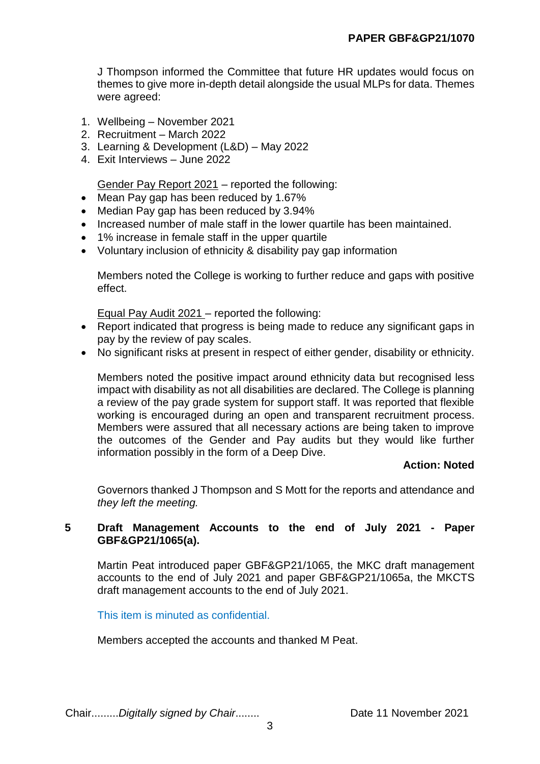J Thompson informed the Committee that future HR updates would focus on themes to give more in-depth detail alongside the usual MLPs for data. Themes were agreed:

1. Wellbeing – November 2021
2. Recruitment – March 2022
3. Learning & Development (L&D) – May 2022
4. Exit Interviews – June 2022

Gender Pay Report 2021 – reported the following:

- Mean Pay gap has been reduced by 1.67%
- Median Pay gap has been reduced by 3.94%
- Increased number of male staff in the lower quartile has been maintained.
- 1% increase in female staff in the upper quartile
- Voluntary inclusion of ethnicity & disability pay gap information

Members noted the College is working to further reduce and gaps with positive effect.

Equal Pay Audit 2021 – reported the following:

- Report indicated that progress is being made to reduce any significant gaps in pay by the review of pay scales.
- No significant risks at present in respect of either gender, disability or ethnicity.

Members noted the positive impact around ethnicity data but recognised less impact with disability as not all disabilities are declared. The College is planning a review of the pay grade system for support staff. It was reported that flexible working is encouraged during an open and transparent recruitment process. Members were assured that all necessary actions are being taken to improve the outcomes of the Gender and Pay audits but they would like further information possibly in the form of a Deep Dive.

**Action: Noted**

Governors thanked J Thompson and S Mott for the reports and attendance and *they left the meeting.*

**5 Draft Management Accounts to the end of July 2021 - Paper GBF&GP21/1065(a).**

Martin Peat introduced paper GBF&GP21/1065, the MKC draft management accounts to the end of July 2021 and paper GBF&GP21/1065a, the MKCTS draft management accounts to the end of July 2021.

This item is minuted as confidential.

Members accepted the accounts and thanked M Peat.

Chair.........*Digitally signed by Chair*........ Date 11 November 2021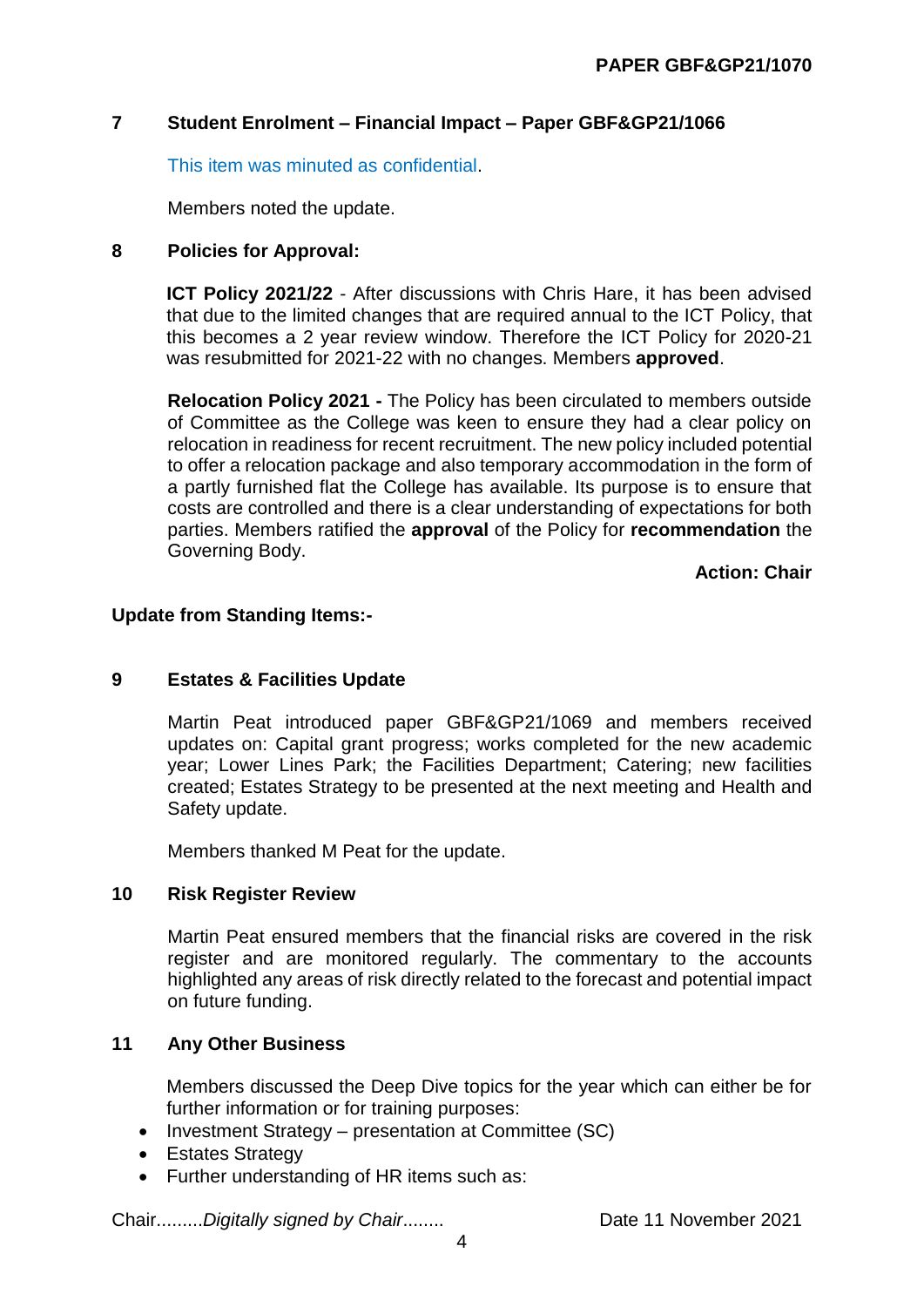**PAPER GBF&GP21/1070**

## 7 Student Enrolment – Financial Impact – Paper GBF&GP21/1066

This item was minuted as confidential.

Members noted the update.

## 8 Policies for Approval:

**ICT Policy 2021/22** - After discussions with Chris Hare, it has been advised that due to the limited changes that are required annual to the ICT Policy, that this becomes a 2 year review window. Therefore the ICT Policy for 2020-21 was resubmitted for 2021-22 with no changes. Members **approved**.

**Relocation Policy 2021 -** The Policy has been circulated to members outside of Committee as the College was keen to ensure they had a clear policy on relocation in readiness for recent recruitment. The new policy included potential to offer a relocation package and also temporary accommodation in the form of a partly furnished flat the College has available. Its purpose is to ensure that costs are controlled and there is a clear understanding of expectations for both parties. Members ratified the **approval** of the Policy for **recommendation** the Governing Body.

**Action: Chair**

**Update from Standing Items:-**

## 9 Estates & Facilities Update

Martin Peat introduced paper GBF&GP21/1069 and members received updates on: Capital grant progress; works completed for the new academic year; Lower Lines Park; the Facilities Department; Catering; new facilities created; Estates Strategy to be presented at the next meeting and Health and Safety update.

Members thanked M Peat for the update.

## 10 Risk Register Review

Martin Peat ensured members that the financial risks are covered in the risk register and are monitored regularly. The commentary to the accounts highlighted any areas of risk directly related to the forecast and potential impact on future funding.

## 11 Any Other Business

Members discussed the Deep Dive topics for the year which can either be for further information or for training purposes:

- Investment Strategy – presentation at Committee (SC)
- Estates Strategy
- Further understanding of HR items such as:

Chair.........*Digitally signed by Chair*........ Date 11 November 2021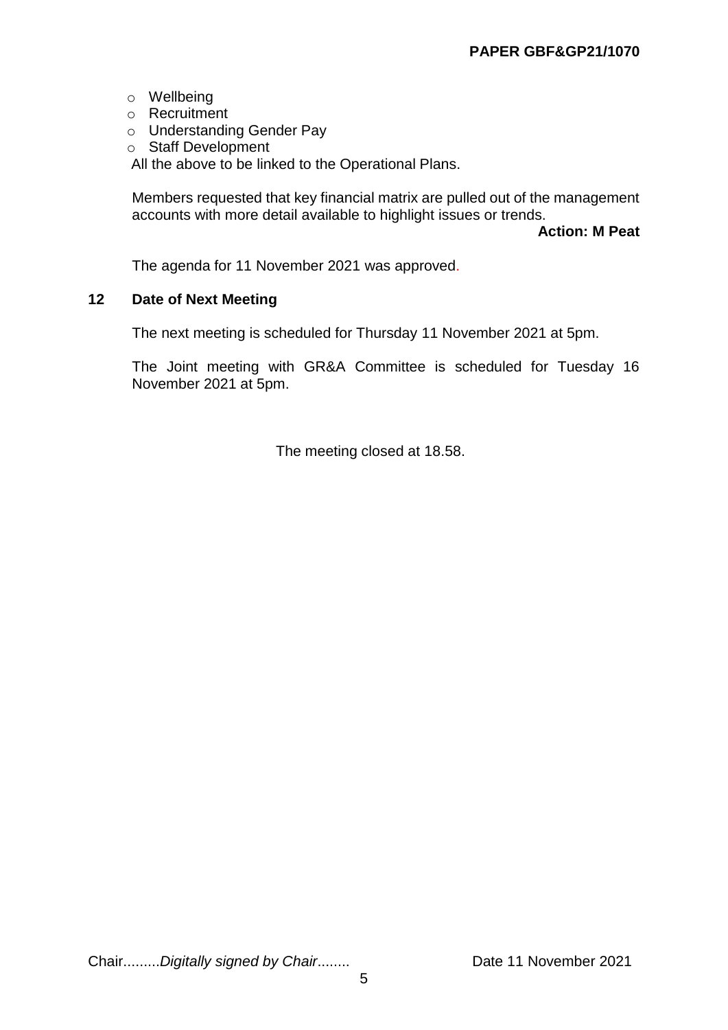- Wellbeing
- Recruitment
- Understanding Gender Pay
- Staff Development

All the above to be linked to the Operational Plans.

Members requested that key financial matrix are pulled out of the management accounts with more detail available to highlight issues or trends.

**Action: M Peat**

The agenda for 11 November 2021 was approved.

## 12 Date of Next Meeting

The next meeting is scheduled for Thursday 11 November 2021 at 5pm.

The Joint meeting with GR&A Committee is scheduled for Tuesday 16 November 2021 at 5pm.

The meeting closed at 18.58.

Chair.........*Digitally signed by Chair*........ Date 11 November 2021